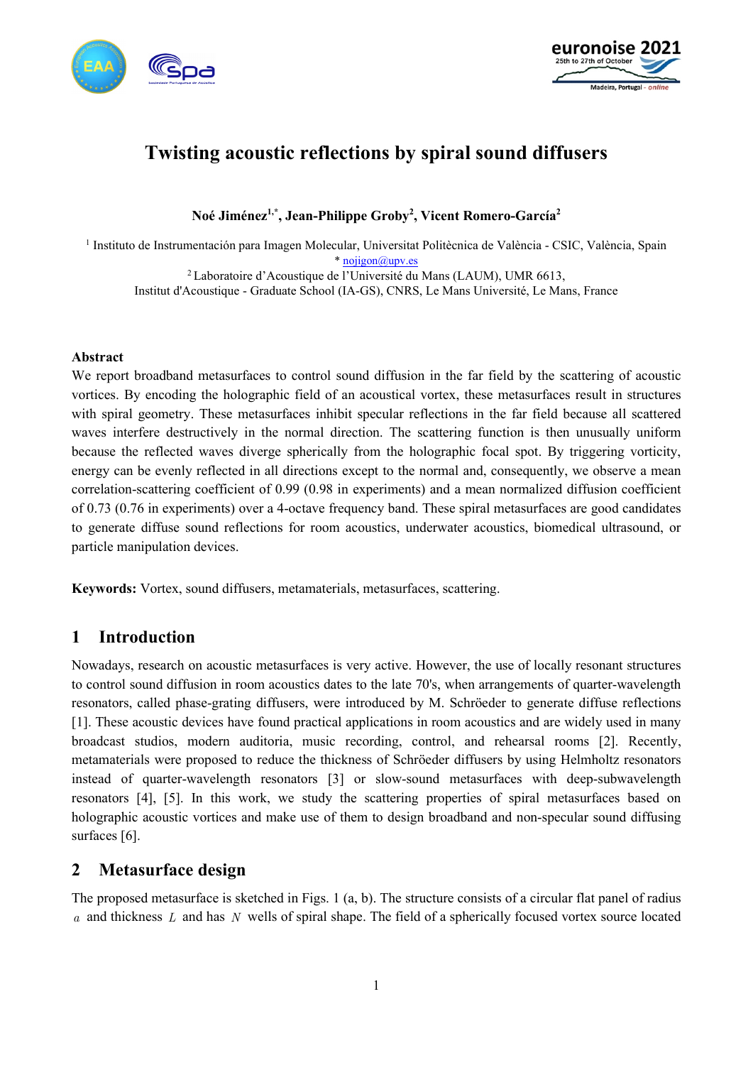# Twisting acoustic reflections by spiral sound diffusers

**Noé Jiménez[1,*], Jean-Philippe Groby[2], Vicent Romero-García[2]**

[1] Instituto de Instrumentación para Imagen Molecular, Universitat Politècnica de València - CSIC, València, Spain
* nojigon@upv.es
[2] Laboratoire d'Acoustique de l'Université du Mans (LAUM), UMR 6613,
Institut d'Acoustique - Graduate School (IA-GS), CNRS, Le Mans Université, Le Mans, France

### Abstract

We report broadband metasurfaces to control sound diffusion in the far field by the scattering of acoustic vortices. By encoding the holographic field of an acoustical vortex, these metasurfaces result in structures with spiral geometry. These metasurfaces inhibit specular reflections in the far field because all scattered waves interfere destructively in the normal direction. The scattering function is then unusually uniform because the reflected waves diverge spherically from the holographic focal spot. By triggering vorticity, energy can be evenly reflected in all directions except to the normal and, consequently, we observe a mean correlation-scattering coefficient of 0.99 (0.98 in experiments) and a mean normalized diffusion coefficient of 0.73 (0.76 in experiments) over a 4-octave frequency band. These spiral metasurfaces are good candidates to generate diffuse sound reflections for room acoustics, underwater acoustics, biomedical ultrasound, or particle manipulation devices.

**Keywords:** Vortex, sound diffusers, metamaterials, metasurfaces, scattering.

## 1 Introduction

Nowadays, research on acoustic metasurfaces is very active. However, the use of locally resonant structures to control sound diffusion in room acoustics dates to the late 70's, when arrangements of quarter-wavelength resonators, called phase-grating diffusers, were introduced by M. Schröeder to generate diffuse reflections [1]. These acoustic devices have found practical applications in room acoustics and are widely used in many broadcast studios, modern auditoria, music recording, control, and rehearsal rooms [2]. Recently, metamaterials were proposed to reduce the thickness of Schröeder diffusers by using Helmholtz resonators instead of quarter-wavelength resonators [3] or slow-sound metasurfaces with deep-subwavelength resonators [4], [5]. In this work, we study the scattering properties of spiral metasurfaces based on holographic acoustic vortices and make use of them to design broadband and non-specular sound diffusing surfaces [6].

## 2 Metasurface design

The proposed metasurface is sketched in Figs. 1 (a, b). The structure consists of a circular flat panel of radius $a$ and thickness $L$ and has $N$ wells of spiral shape. The field of a spherically focused vortex source located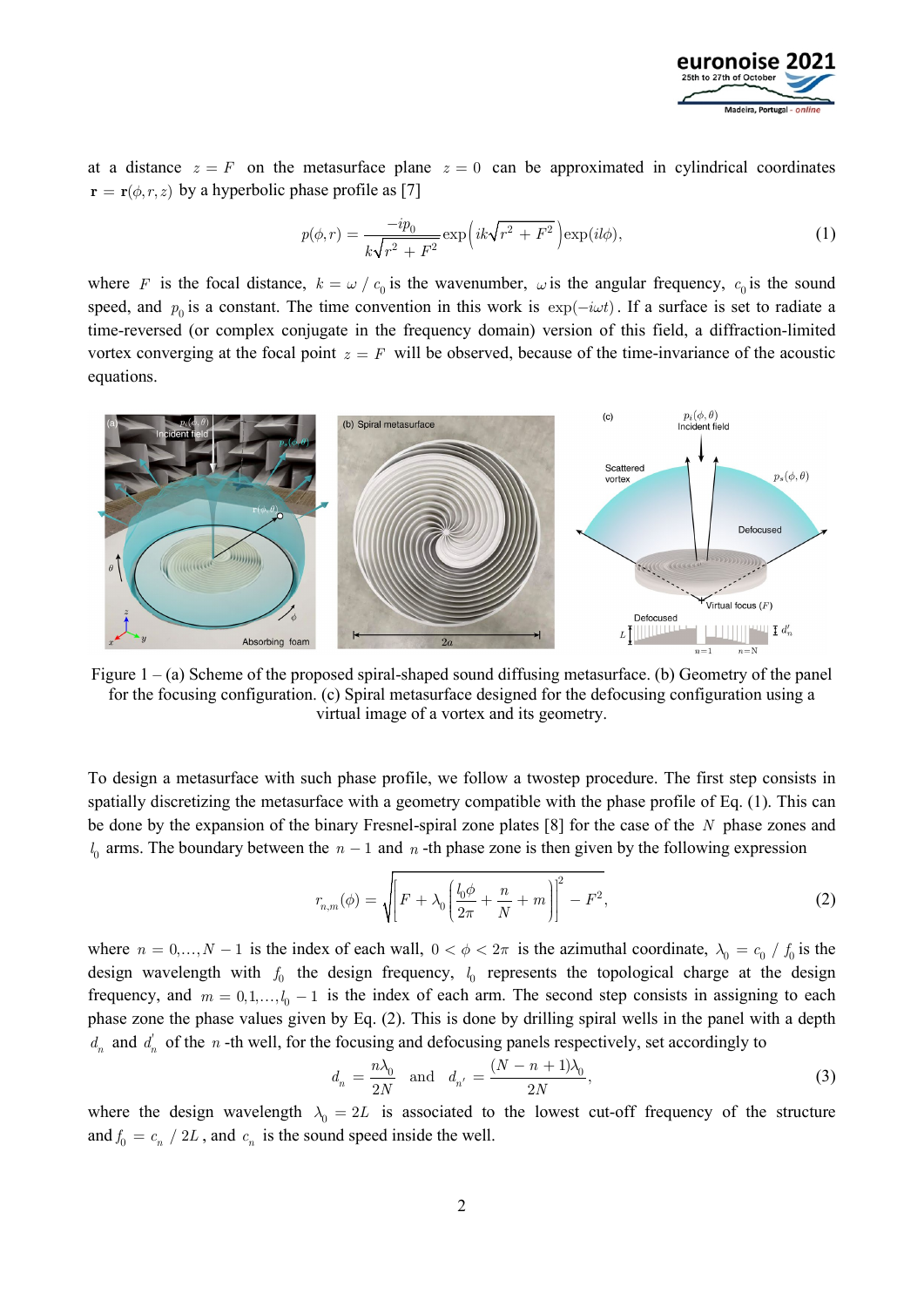at a distance $z = F$ on the metasurface plane $z = 0$ can be approximated in cylindrical coordinates $\mathbf{r} = \mathbf{r}(\phi, r, z)$ by a hyperbolic phase profile as [7]

$$p(\phi, r) = \frac{-ip_0}{k\sqrt{r^2 + F^2}} \exp\left(ik\sqrt{r^2 + F^2}\right) \exp(il\phi), \tag{1}$$

where $F$ is the focal distance, $k = \omega / c_0$ is the wavenumber, $\omega$ is the angular frequency, $c_0$ is the sound speed, and $p_0$ is a constant. The time convention in this work is $\exp(-i\omega t)$. If a surface is set to radiate a time-reversed (or complex conjugate in the frequency domain) version of this field, a diffraction-limited vortex converging at the focal point $z = F$ will be observed, because of the time-invariance of the acoustic equations.

Figure 1 – (a) Scheme of the proposed spiral-shaped sound diffusing metasurface. (b) Geometry of the panel for the focusing configuration. (c) Spiral metasurface designed for the defocusing configuration using a virtual image of a vortex and its geometry.

To design a metasurface with such phase profile, we follow a twostep procedure. The first step consists in spatially discretizing the metasurface with a geometry compatible with the phase profile of Eq. (1). This can be done by the expansion of the binary Fresnel-spiral zone plates [8] for the case of the $N$ phase zones and $l_0$ arms. The boundary between the $n-1$ and $n$-th phase zone is then given by the following expression

$$r_{n,m}(\phi) = \sqrt{\left[F + \lambda_0\left(\frac{l_0\phi}{2\pi} + \frac{n}{N} + m\right)\right]^2 - F^2}, \tag{2}$$

where $n = 0, \ldots, N-1$ is the index of each wall, $0 < \phi < 2\pi$ is the azimuthal coordinate, $\lambda_0 = c_0 / f_0$ is the design wavelength with $f_0$ the design frequency, $l_0$ represents the topological charge at the design frequency, and $m = 0, 1, \ldots, l_0 - 1$ is the index of each arm. The second step consists in assigning to each phase zone the phase values given by Eq. (2). This is done by drilling spiral wells in the panel with a depth $d_n$ and $d_n'$ of the $n$-th well, for the focusing and defocusing panels respectively, set accordingly to

$$d_n = \frac{n\lambda_0}{2N} \quad \text{and} \quad d_{n'} = \frac{(N - n + 1)\lambda_0}{2N}, \tag{3}$$

where the design wavelength $\lambda_0 = 2L$ is associated to the lowest cut-off frequency of the structure and $f_0 = c_n / 2L$, and $c_n$ is the sound speed inside the well.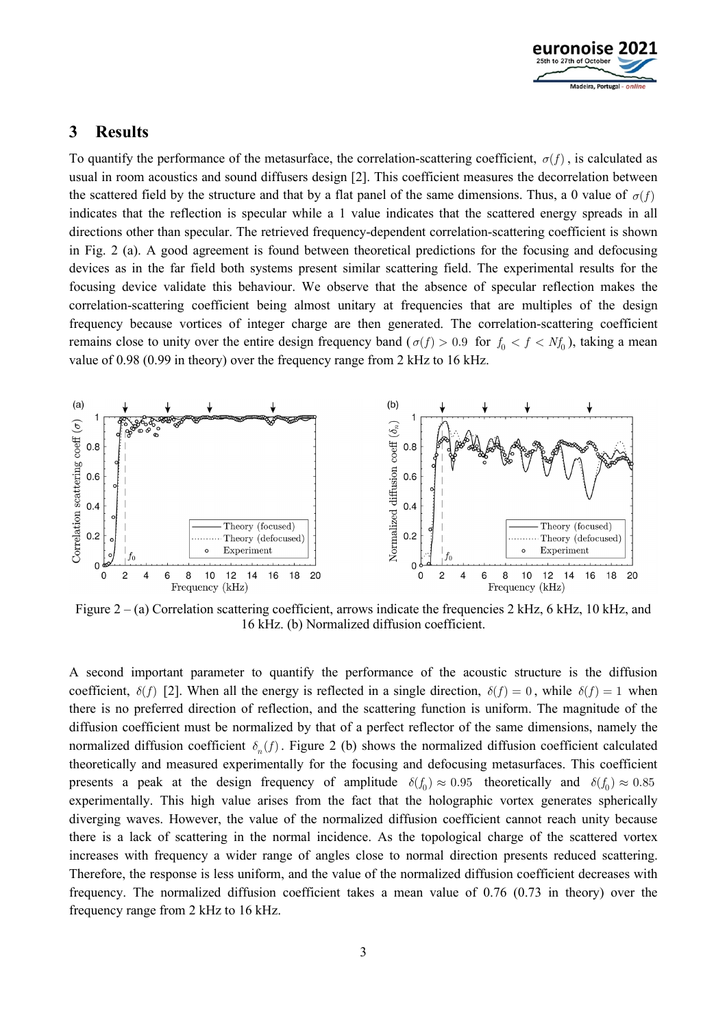## 3 Results

To quantify the performance of the metasurface, the correlation-scattering coefficient, $\sigma(f)$, is calculated as usual in room acoustics and sound diffusers design [2]. This coefficient measures the decorrelation between the scattered field by the structure and that by a flat panel of the same dimensions. Thus, a 0 value of $\sigma(f)$ indicates that the reflection is specular while a 1 value indicates that the scattered energy spreads in all directions other than specular. The retrieved frequency-dependent correlation-scattering coefficient is shown in Fig. 2 (a). A good agreement is found between theoretical predictions for the focusing and defocusing devices as in the far field both systems present similar scattering field. The experimental results for the focusing device validate this behaviour. We observe that the absence of specular reflection makes the correlation-scattering coefficient being almost unitary at frequencies that are multiples of the design frequency because vortices of integer charge are then generated. The correlation-scattering coefficient remains close to unity over the entire design frequency band ($\sigma(f) > 0.9$ for $f_0 < f < Nf_0$), taking a mean value of 0.98 (0.99 in theory) over the frequency range from 2 kHz to 16 kHz.

Figure 2 – (a) Correlation scattering coefficient, arrows indicate the frequencies 2 kHz, 6 kHz, 10 kHz, and 16 kHz. (b) Normalized diffusion coefficient.

A second important parameter to quantify the performance of the acoustic structure is the diffusion coefficient, $\delta(f)$ [2]. When all the energy is reflected in a single direction, $\delta(f) = 0$, while $\delta(f) = 1$ when there is no preferred direction of reflection, and the scattering function is uniform. The magnitude of the diffusion coefficient must be normalized by that of a perfect reflector of the same dimensions, namely the normalized diffusion coefficient $\delta_n(f)$. Figure 2 (b) shows the normalized diffusion coefficient calculated theoretically and measured experimentally for the focusing and defocusing metasurfaces. This coefficient presents a peak at the design frequency of amplitude $\delta(f_0) \approx 0.95$ theoretically and $\delta(f_0) \approx 0.85$ experimentally. This high value arises from the fact that the holographic vortex generates spherically diverging waves. However, the value of the normalized diffusion coefficient cannot reach unity because there is a lack of scattering in the normal incidence. As the topological charge of the scattered vortex increases with frequency a wider range of angles close to normal direction presents reduced scattering. Therefore, the response is less uniform, and the value of the normalized diffusion coefficient decreases with frequency. The normalized diffusion coefficient takes a mean value of 0.76 (0.73 in theory) over the frequency range from 2 kHz to 16 kHz.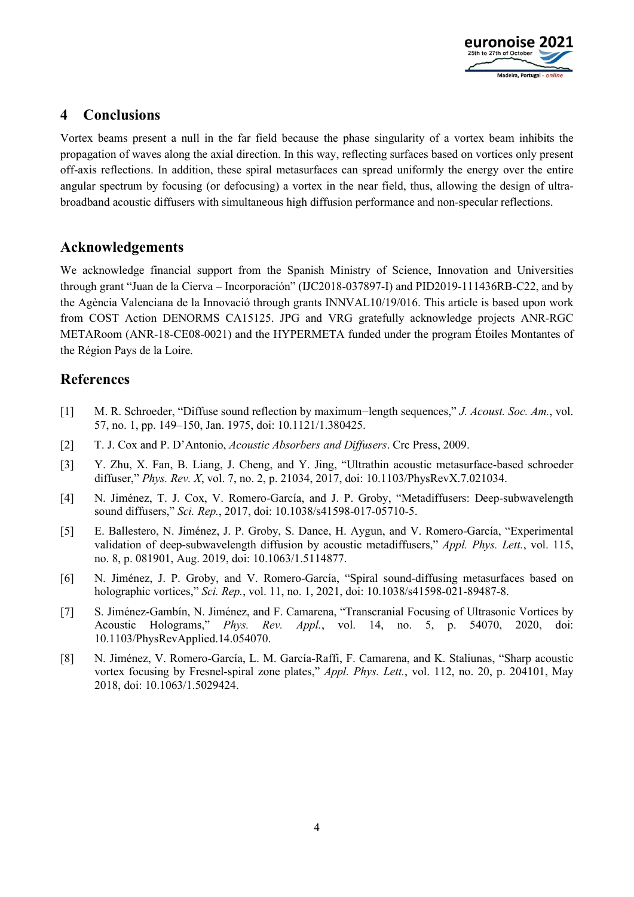## 4 Conclusions

Vortex beams present a null in the far field because the phase singularity of a vortex beam inhibits the propagation of waves along the axial direction. In this way, reflecting surfaces based on vortices only present off-axis reflections. In addition, these spiral metasurfaces can spread uniformly the energy over the entire angular spectrum by focusing (or defocusing) a vortex in the near field, thus, allowing the design of ultra-broadband acoustic diffusers with simultaneous high diffusion performance and non-specular reflections.

## Acknowledgements

We acknowledge financial support from the Spanish Ministry of Science, Innovation and Universities through grant "Juan de la Cierva – Incorporación" (IJC2018-037897-I) and PID2019-111436RB-C22, and by the Agència Valenciana de la Innovació through grants INNVAL10/19/016. This article is based upon work from COST Action DENORMS CA15125. JPG and VRG gratefully acknowledge projects ANR-RGC METARoom (ANR-18-CE08-0021) and the HYPERMETA funded under the program Étoiles Montantes of the Région Pays de la Loire.

## References

[1] M. R. Schroeder, "Diffuse sound reflection by maximum−length sequences," *J. Acoust. Soc. Am.*, vol. 57, no. 1, pp. 149–150, Jan. 1975, doi: 10.1121/1.380425.

[2] T. J. Cox and P. D'Antonio, *Acoustic Absorbers and Diffusers*. Crc Press, 2009.

[3] Y. Zhu, X. Fan, B. Liang, J. Cheng, and Y. Jing, "Ultrathin acoustic metasurface-based schroeder diffuser," *Phys. Rev. X*, vol. 7, no. 2, p. 21034, 2017, doi: 10.1103/PhysRevX.7.021034.

[4] N. Jiménez, T. J. Cox, V. Romero-García, and J. P. Groby, "Metadiffusers: Deep-subwavelength sound diffusers," *Sci. Rep.*, 2017, doi: 10.1038/s41598-017-05710-5.

[5] E. Ballestero, N. Jiménez, J. P. Groby, S. Dance, H. Aygun, and V. Romero-García, "Experimental validation of deep-subwavelength diffusion by acoustic metadiffusers," *Appl. Phys. Lett.*, vol. 115, no. 8, p. 081901, Aug. 2019, doi: 10.1063/1.5114877.

[6] N. Jiménez, J. P. Groby, and V. Romero-García, "Spiral sound-diffusing metasurfaces based on holographic vortices," *Sci. Rep.*, vol. 11, no. 1, 2021, doi: 10.1038/s41598-021-89487-8.

[7] S. Jiménez-Gambín, N. Jiménez, and F. Camarena, "Transcranial Focusing of Ultrasonic Vortices by Acoustic Holograms," *Phys. Rev. Appl.*, vol. 14, no. 5, p. 54070, 2020, doi: 10.1103/PhysRevApplied.14.054070.

[8] N. Jiménez, V. Romero-García, L. M. García-Raffi, F. Camarena, and K. Staliunas, "Sharp acoustic vortex focusing by Fresnel-spiral zone plates," *Appl. Phys. Lett.*, vol. 112, no. 20, p. 204101, May 2018, doi: 10.1063/1.5029424.